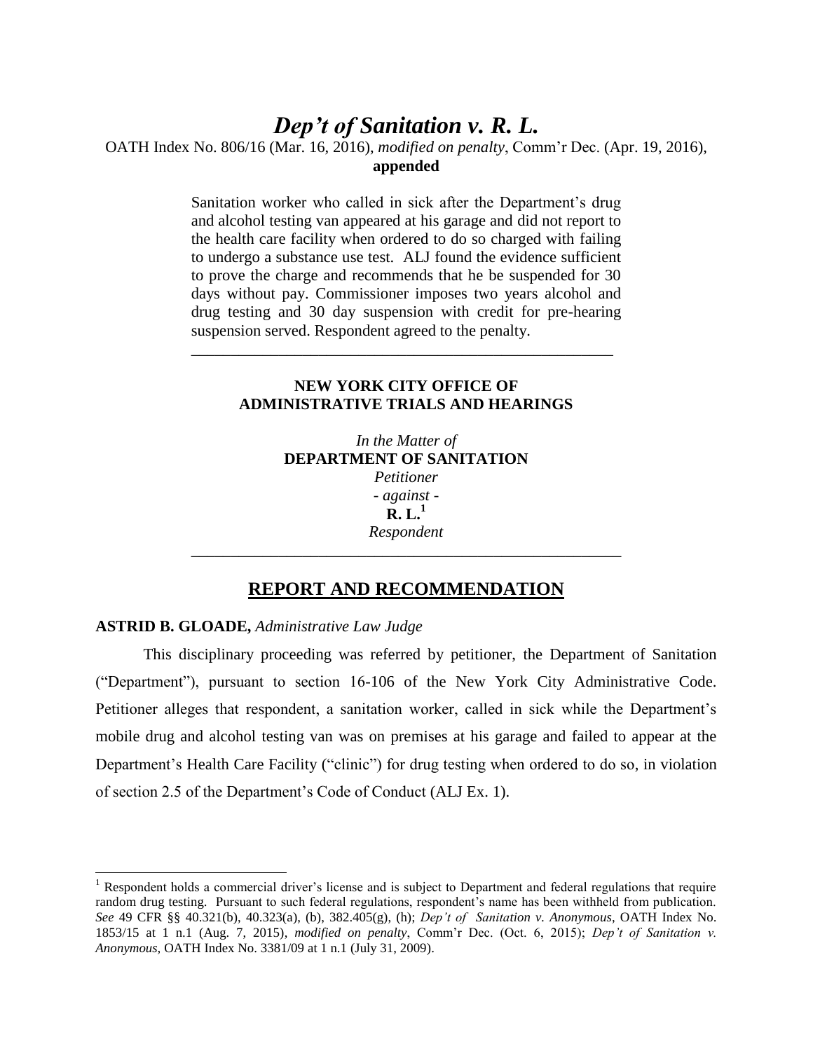# *Dep't of Sanitation v. R. L.*

OATH Index No. 806/16 (Mar. 16, 2016), *modified on penalty*, Comm'r Dec. (Apr. 19, 2016), **appended**

> Sanitation worker who called in sick after the Department's drug and alcohol testing van appeared at his garage and did not report to the health care facility when ordered to do so charged with failing to undergo a substance use test. ALJ found the evidence sufficient to prove the charge and recommends that he be suspended for 30 days without pay. Commissioner imposes two years alcohol and drug testing and 30 day suspension with credit for pre-hearing suspension served. Respondent agreed to the penalty.

---

**NEW YORK CITY OFFICE OF ADMINISTRATIVE TRIALS AND HEARINGS**

*In the Matter of*
**DEPARTMENT OF SANITATION**
*Petitioner*
*- against -*
**R. L.**[1]
*Respondent*

---

## REPORT AND RECOMMENDATION

**ASTRID B. GLOADE,** *Administrative Law Judge*

This disciplinary proceeding was referred by petitioner, the Department of Sanitation ("Department"), pursuant to section 16-106 of the New York City Administrative Code. Petitioner alleges that respondent, a sanitation worker, called in sick while the Department's mobile drug and alcohol testing van was on premises at his garage and failed to appear at the Department's Health Care Facility ("clinic") for drug testing when ordered to do so, in violation of section 2.5 of the Department's Code of Conduct (ALJ Ex. 1).

[1] Respondent holds a commercial driver's license and is subject to Department and federal regulations that require random drug testing. Pursuant to such federal regulations, respondent's name has been withheld from publication. *See* 49 CFR §§ 40.321(b), 40.323(a), (b), 382.405(g), (h); *Dep't of Sanitation v. Anonymous*, OATH Index No. 1853/15 at 1 n.1 (Aug. 7, 2015), *modified on penalty*, Comm'r Dec. (Oct. 6, 2015); *Dep't of Sanitation v. Anonymous,* OATH Index No. 3381/09 at 1 n.1 (July 31, 2009).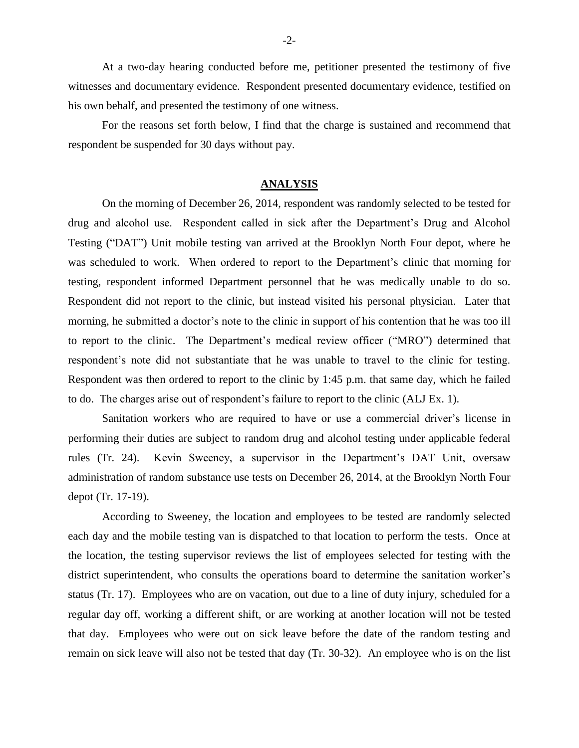At a two-day hearing conducted before me, petitioner presented the testimony of five witnesses and documentary evidence. Respondent presented documentary evidence, testified on his own behalf, and presented the testimony of one witness.

For the reasons set forth below, I find that the charge is sustained and recommend that respondent be suspended for 30 days without pay.

## ANALYSIS

On the morning of December 26, 2014, respondent was randomly selected to be tested for drug and alcohol use. Respondent called in sick after the Department's Drug and Alcohol Testing ("DAT") Unit mobile testing van arrived at the Brooklyn North Four depot, where he was scheduled to work. When ordered to report to the Department's clinic that morning for testing, respondent informed Department personnel that he was medically unable to do so. Respondent did not report to the clinic, but instead visited his personal physician. Later that morning, he submitted a doctor's note to the clinic in support of his contention that he was too ill to report to the clinic. The Department's medical review officer ("MRO") determined that respondent's note did not substantiate that he was unable to travel to the clinic for testing. Respondent was then ordered to report to the clinic by 1:45 p.m. that same day, which he failed to do. The charges arise out of respondent's failure to report to the clinic (ALJ Ex. 1).

Sanitation workers who are required to have or use a commercial driver's license in performing their duties are subject to random drug and alcohol testing under applicable federal rules (Tr. 24). Kevin Sweeney, a supervisor in the Department's DAT Unit, oversaw administration of random substance use tests on December 26, 2014, at the Brooklyn North Four depot (Tr. 17-19).

According to Sweeney, the location and employees to be tested are randomly selected each day and the mobile testing van is dispatched to that location to perform the tests. Once at the location, the testing supervisor reviews the list of employees selected for testing with the district superintendent, who consults the operations board to determine the sanitation worker's status (Tr. 17). Employees who are on vacation, out due to a line of duty injury, scheduled for a regular day off, working a different shift, or are working at another location will not be tested that day. Employees who were out on sick leave before the date of the random testing and remain on sick leave will also not be tested that day (Tr. 30-32). An employee who is on the list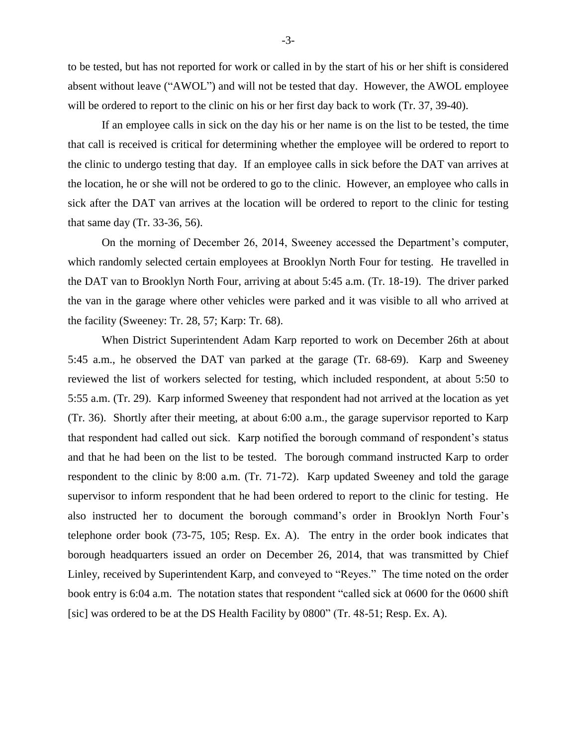to be tested, but has not reported for work or called in by the start of his or her shift is considered absent without leave ("AWOL") and will not be tested that day. However, the AWOL employee will be ordered to report to the clinic on his or her first day back to work (Tr. 37, 39-40).

If an employee calls in sick on the day his or her name is on the list to be tested, the time that call is received is critical for determining whether the employee will be ordered to report to the clinic to undergo testing that day. If an employee calls in sick before the DAT van arrives at the location, he or she will not be ordered to go to the clinic. However, an employee who calls in sick after the DAT van arrives at the location will be ordered to report to the clinic for testing that same day (Tr. 33-36, 56).

On the morning of December 26, 2014, Sweeney accessed the Department's computer, which randomly selected certain employees at Brooklyn North Four for testing. He travelled in the DAT van to Brooklyn North Four, arriving at about 5:45 a.m. (Tr. 18-19). The driver parked the van in the garage where other vehicles were parked and it was visible to all who arrived at the facility (Sweeney: Tr. 28, 57; Karp: Tr. 68).

When District Superintendent Adam Karp reported to work on December 26th at about 5:45 a.m., he observed the DAT van parked at the garage (Tr. 68-69). Karp and Sweeney reviewed the list of workers selected for testing, which included respondent, at about 5:50 to 5:55 a.m. (Tr. 29). Karp informed Sweeney that respondent had not arrived at the location as yet (Tr. 36). Shortly after their meeting, at about 6:00 a.m., the garage supervisor reported to Karp that respondent had called out sick. Karp notified the borough command of respondent's status and that he had been on the list to be tested. The borough command instructed Karp to order respondent to the clinic by 8:00 a.m. (Tr. 71-72). Karp updated Sweeney and told the garage supervisor to inform respondent that he had been ordered to report to the clinic for testing. He also instructed her to document the borough command's order in Brooklyn North Four's telephone order book (73-75, 105; Resp. Ex. A). The entry in the order book indicates that borough headquarters issued an order on December 26, 2014, that was transmitted by Chief Linley, received by Superintendent Karp, and conveyed to "Reyes." The time noted on the order book entry is 6:04 a.m. The notation states that respondent "called sick at 0600 for the 0600 shift [sic] was ordered to be at the DS Health Facility by 0800" (Tr. 48-51; Resp. Ex. A).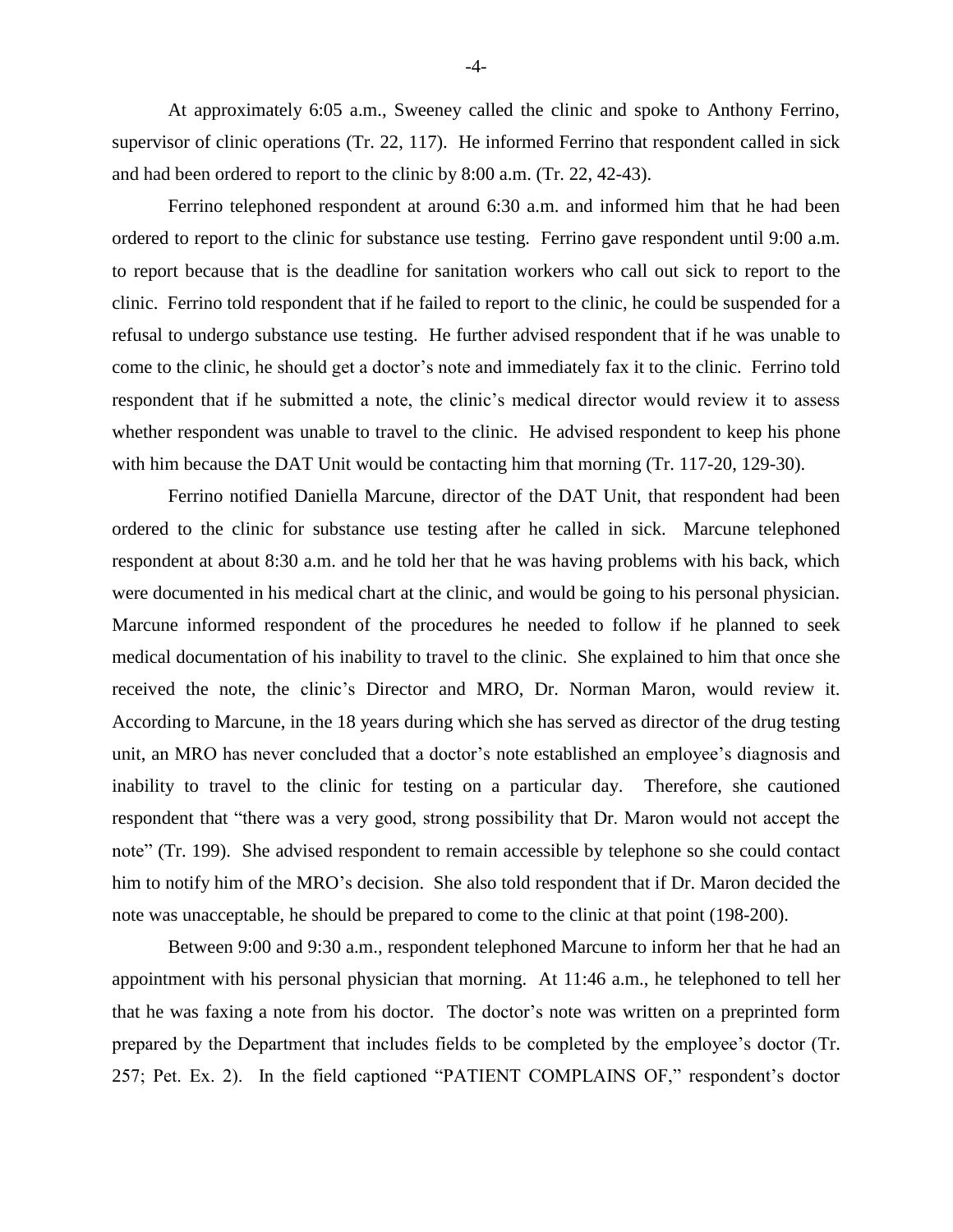At approximately 6:05 a.m., Sweeney called the clinic and spoke to Anthony Ferrino, supervisor of clinic operations (Tr. 22, 117). He informed Ferrino that respondent called in sick and had been ordered to report to the clinic by 8:00 a.m. (Tr. 22, 42-43).

Ferrino telephoned respondent at around 6:30 a.m. and informed him that he had been ordered to report to the clinic for substance use testing. Ferrino gave respondent until 9:00 a.m. to report because that is the deadline for sanitation workers who call out sick to report to the clinic. Ferrino told respondent that if he failed to report to the clinic, he could be suspended for a refusal to undergo substance use testing. He further advised respondent that if he was unable to come to the clinic, he should get a doctor's note and immediately fax it to the clinic. Ferrino told respondent that if he submitted a note, the clinic's medical director would review it to assess whether respondent was unable to travel to the clinic. He advised respondent to keep his phone with him because the DAT Unit would be contacting him that morning (Tr. 117-20, 129-30).

Ferrino notified Daniella Marcune, director of the DAT Unit, that respondent had been ordered to the clinic for substance use testing after he called in sick. Marcune telephoned respondent at about 8:30 a.m. and he told her that he was having problems with his back, which were documented in his medical chart at the clinic, and would be going to his personal physician. Marcune informed respondent of the procedures he needed to follow if he planned to seek medical documentation of his inability to travel to the clinic. She explained to him that once she received the note, the clinic's Director and MRO, Dr. Norman Maron, would review it. According to Marcune, in the 18 years during which she has served as director of the drug testing unit, an MRO has never concluded that a doctor's note established an employee's diagnosis and inability to travel to the clinic for testing on a particular day. Therefore, she cautioned respondent that "there was a very good, strong possibility that Dr. Maron would not accept the note" (Tr. 199). She advised respondent to remain accessible by telephone so she could contact him to notify him of the MRO's decision. She also told respondent that if Dr. Maron decided the note was unacceptable, he should be prepared to come to the clinic at that point (198-200).

Between 9:00 and 9:30 a.m., respondent telephoned Marcune to inform her that he had an appointment with his personal physician that morning. At 11:46 a.m., he telephoned to tell her that he was faxing a note from his doctor. The doctor's note was written on a preprinted form prepared by the Department that includes fields to be completed by the employee's doctor (Tr. 257; Pet. Ex. 2). In the field captioned "PATIENT COMPLAINS OF," respondent's doctor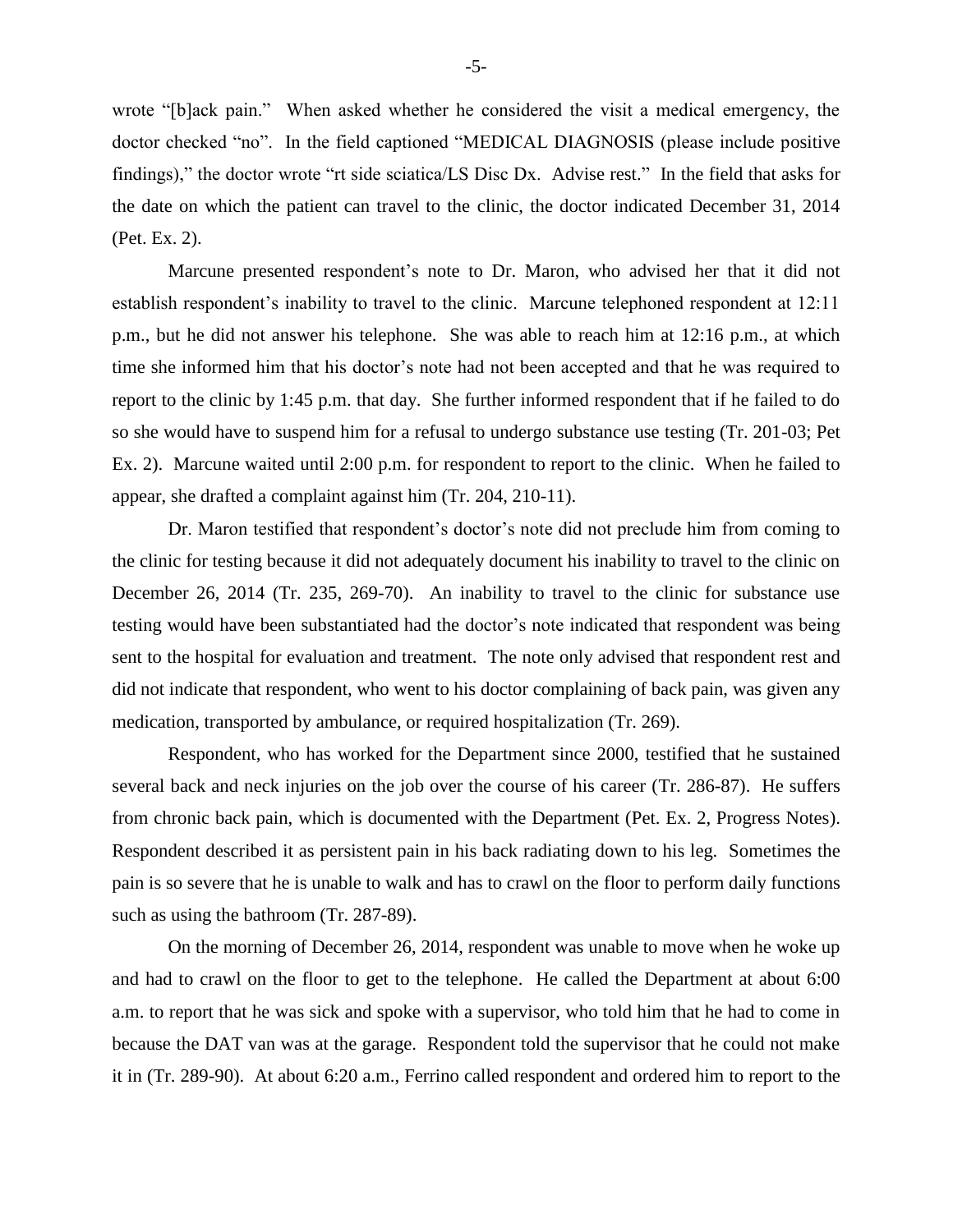wrote "[b]ack pain." When asked whether he considered the visit a medical emergency, the doctor checked "no". In the field captioned "MEDICAL DIAGNOSIS (please include positive findings)," the doctor wrote "rt side sciatica/LS Disc Dx. Advise rest." In the field that asks for the date on which the patient can travel to the clinic, the doctor indicated December 31, 2014 (Pet. Ex. 2).

Marcune presented respondent's note to Dr. Maron, who advised her that it did not establish respondent's inability to travel to the clinic. Marcune telephoned respondent at 12:11 p.m., but he did not answer his telephone. She was able to reach him at 12:16 p.m., at which time she informed him that his doctor's note had not been accepted and that he was required to report to the clinic by 1:45 p.m. that day. She further informed respondent that if he failed to do so she would have to suspend him for a refusal to undergo substance use testing (Tr. 201-03; Pet Ex. 2). Marcune waited until 2:00 p.m. for respondent to report to the clinic. When he failed to appear, she drafted a complaint against him (Tr. 204, 210-11).

Dr. Maron testified that respondent's doctor's note did not preclude him from coming to the clinic for testing because it did not adequately document his inability to travel to the clinic on December 26, 2014 (Tr. 235, 269-70). An inability to travel to the clinic for substance use testing would have been substantiated had the doctor's note indicated that respondent was being sent to the hospital for evaluation and treatment. The note only advised that respondent rest and did not indicate that respondent, who went to his doctor complaining of back pain, was given any medication, transported by ambulance, or required hospitalization (Tr. 269).

Respondent, who has worked for the Department since 2000, testified that he sustained several back and neck injuries on the job over the course of his career (Tr. 286-87). He suffers from chronic back pain, which is documented with the Department (Pet. Ex. 2, Progress Notes). Respondent described it as persistent pain in his back radiating down to his leg. Sometimes the pain is so severe that he is unable to walk and has to crawl on the floor to perform daily functions such as using the bathroom (Tr. 287-89).

On the morning of December 26, 2014, respondent was unable to move when he woke up and had to crawl on the floor to get to the telephone. He called the Department at about 6:00 a.m. to report that he was sick and spoke with a supervisor, who told him that he had to come in because the DAT van was at the garage. Respondent told the supervisor that he could not make it in (Tr. 289-90). At about 6:20 a.m., Ferrino called respondent and ordered him to report to the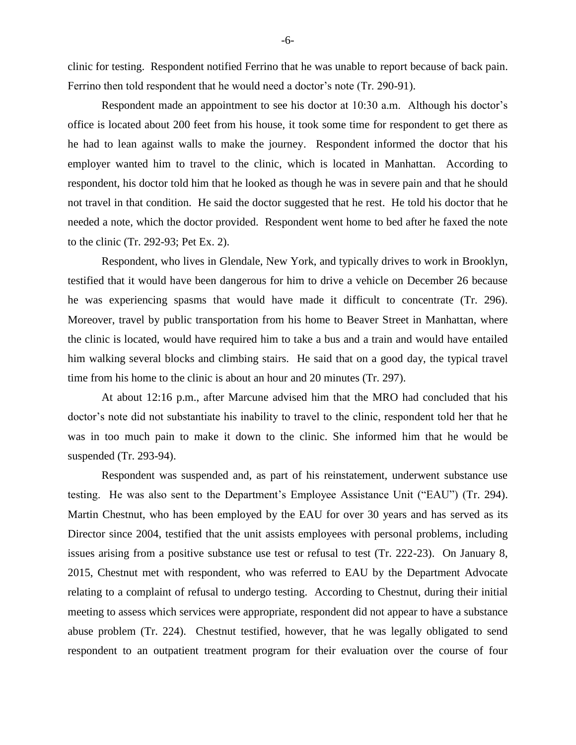clinic for testing. Respondent notified Ferrino that he was unable to report because of back pain. Ferrino then told respondent that he would need a doctor's note (Tr. 290-91).

Respondent made an appointment to see his doctor at 10:30 a.m. Although his doctor's office is located about 200 feet from his house, it took some time for respondent to get there as he had to lean against walls to make the journey. Respondent informed the doctor that his employer wanted him to travel to the clinic, which is located in Manhattan. According to respondent, his doctor told him that he looked as though he was in severe pain and that he should not travel in that condition. He said the doctor suggested that he rest. He told his doctor that he needed a note, which the doctor provided. Respondent went home to bed after he faxed the note to the clinic (Tr. 292-93; Pet Ex. 2).

Respondent, who lives in Glendale, New York, and typically drives to work in Brooklyn, testified that it would have been dangerous for him to drive a vehicle on December 26 because he was experiencing spasms that would have made it difficult to concentrate (Tr. 296). Moreover, travel by public transportation from his home to Beaver Street in Manhattan, where the clinic is located, would have required him to take a bus and a train and would have entailed him walking several blocks and climbing stairs. He said that on a good day, the typical travel time from his home to the clinic is about an hour and 20 minutes (Tr. 297).

At about 12:16 p.m., after Marcune advised him that the MRO had concluded that his doctor's note did not substantiate his inability to travel to the clinic, respondent told her that he was in too much pain to make it down to the clinic. She informed him that he would be suspended (Tr. 293-94).

Respondent was suspended and, as part of his reinstatement, underwent substance use testing. He was also sent to the Department's Employee Assistance Unit ("EAU") (Tr. 294). Martin Chestnut, who has been employed by the EAU for over 30 years and has served as its Director since 2004, testified that the unit assists employees with personal problems, including issues arising from a positive substance use test or refusal to test (Tr. 222-23). On January 8, 2015, Chestnut met with respondent, who was referred to EAU by the Department Advocate relating to a complaint of refusal to undergo testing. According to Chestnut, during their initial meeting to assess which services were appropriate, respondent did not appear to have a substance abuse problem (Tr. 224). Chestnut testified, however, that he was legally obligated to send respondent to an outpatient treatment program for their evaluation over the course of four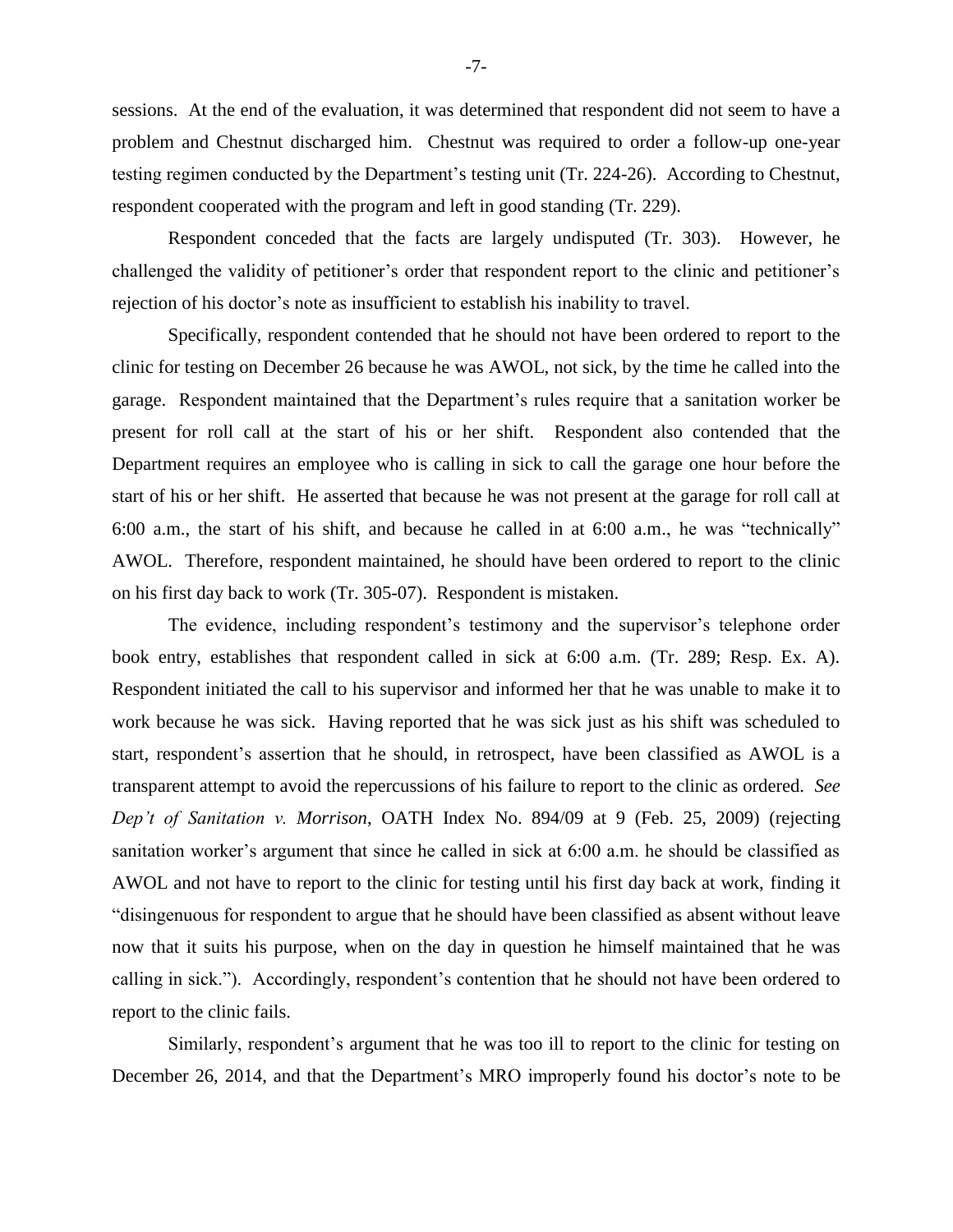sessions. At the end of the evaluation, it was determined that respondent did not seem to have a problem and Chestnut discharged him. Chestnut was required to order a follow-up one-year testing regimen conducted by the Department's testing unit (Tr. 224-26). According to Chestnut, respondent cooperated with the program and left in good standing (Tr. 229).

Respondent conceded that the facts are largely undisputed (Tr. 303). However, he challenged the validity of petitioner's order that respondent report to the clinic and petitioner's rejection of his doctor's note as insufficient to establish his inability to travel.

Specifically, respondent contended that he should not have been ordered to report to the clinic for testing on December 26 because he was AWOL, not sick, by the time he called into the garage. Respondent maintained that the Department's rules require that a sanitation worker be present for roll call at the start of his or her shift. Respondent also contended that the Department requires an employee who is calling in sick to call the garage one hour before the start of his or her shift. He asserted that because he was not present at the garage for roll call at 6:00 a.m., the start of his shift, and because he called in at 6:00 a.m., he was "technically" AWOL. Therefore, respondent maintained, he should have been ordered to report to the clinic on his first day back to work (Tr. 305-07). Respondent is mistaken.

The evidence, including respondent's testimony and the supervisor's telephone order book entry, establishes that respondent called in sick at 6:00 a.m. (Tr. 289; Resp. Ex. A). Respondent initiated the call to his supervisor and informed her that he was unable to make it to work because he was sick. Having reported that he was sick just as his shift was scheduled to start, respondent's assertion that he should, in retrospect, have been classified as AWOL is a transparent attempt to avoid the repercussions of his failure to report to the clinic as ordered. *See Dep't of Sanitation v. Morrison*, OATH Index No. 894/09 at 9 (Feb. 25, 2009) (rejecting sanitation worker's argument that since he called in sick at 6:00 a.m. he should be classified as AWOL and not have to report to the clinic for testing until his first day back at work, finding it "disingenuous for respondent to argue that he should have been classified as absent without leave now that it suits his purpose, when on the day in question he himself maintained that he was calling in sick."). Accordingly, respondent's contention that he should not have been ordered to report to the clinic fails.

Similarly, respondent's argument that he was too ill to report to the clinic for testing on December 26, 2014, and that the Department's MRO improperly found his doctor's note to be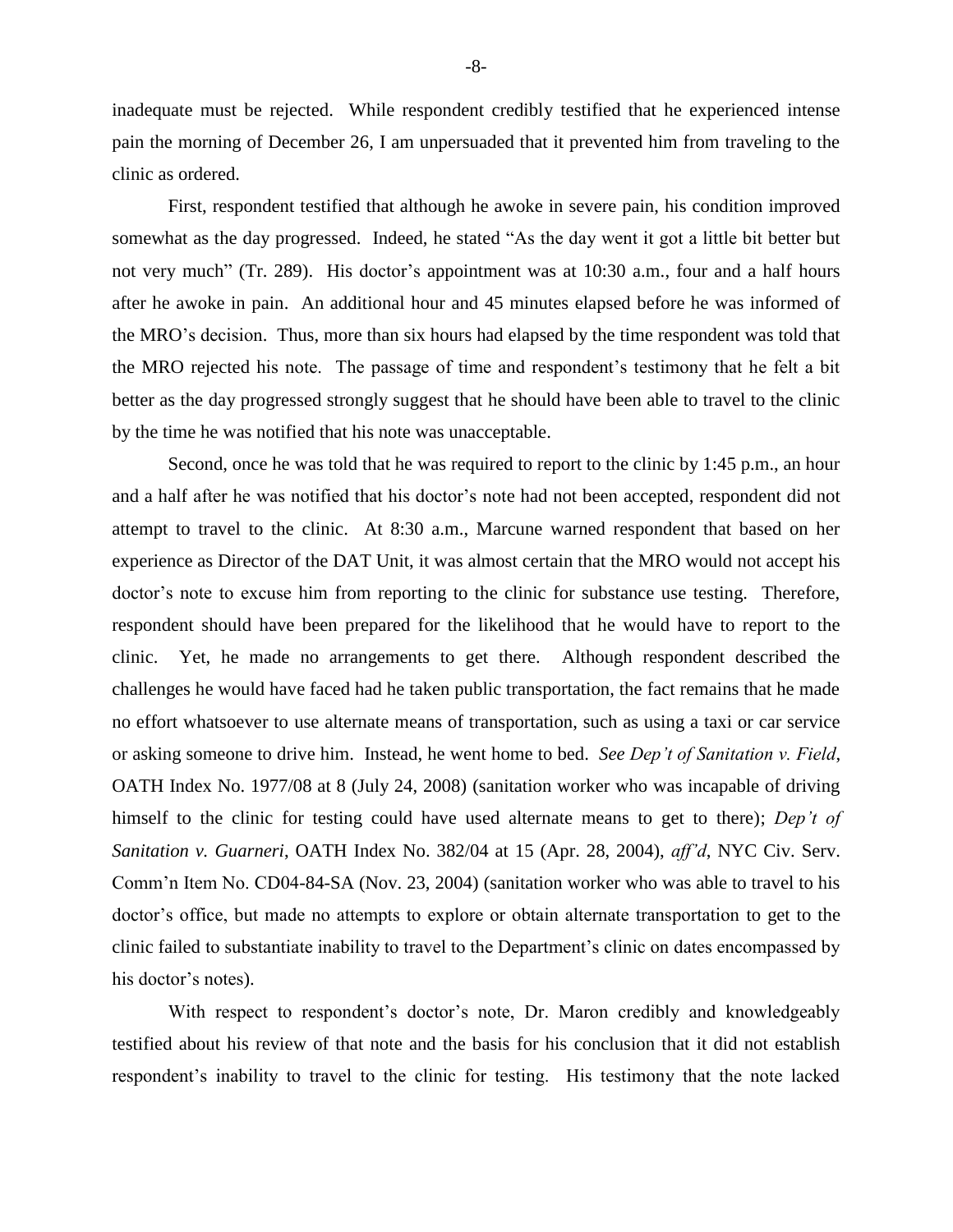inadequate must be rejected. While respondent credibly testified that he experienced intense pain the morning of December 26, I am unpersuaded that it prevented him from traveling to the clinic as ordered.

First, respondent testified that although he awoke in severe pain, his condition improved somewhat as the day progressed. Indeed, he stated "As the day went it got a little bit better but not very much" (Tr. 289). His doctor's appointment was at 10:30 a.m., four and a half hours after he awoke in pain. An additional hour and 45 minutes elapsed before he was informed of the MRO's decision. Thus, more than six hours had elapsed by the time respondent was told that the MRO rejected his note. The passage of time and respondent's testimony that he felt a bit better as the day progressed strongly suggest that he should have been able to travel to the clinic by the time he was notified that his note was unacceptable.

Second, once he was told that he was required to report to the clinic by 1:45 p.m., an hour and a half after he was notified that his doctor's note had not been accepted, respondent did not attempt to travel to the clinic. At 8:30 a.m., Marcune warned respondent that based on her experience as Director of the DAT Unit, it was almost certain that the MRO would not accept his doctor's note to excuse him from reporting to the clinic for substance use testing. Therefore, respondent should have been prepared for the likelihood that he would have to report to the clinic. Yet, he made no arrangements to get there. Although respondent described the challenges he would have faced had he taken public transportation, the fact remains that he made no effort whatsoever to use alternate means of transportation, such as using a taxi or car service or asking someone to drive him. Instead, he went home to bed. *See Dep't of Sanitation v. Field*, OATH Index No. 1977/08 at 8 (July 24, 2008) (sanitation worker who was incapable of driving himself to the clinic for testing could have used alternate means to get to there); *Dep't of Sanitation v. Guarneri*, OATH Index No. 382/04 at 15 (Apr. 28, 2004), *aff'd*, NYC Civ. Serv. Comm'n Item No. CD04-84-SA (Nov. 23, 2004) (sanitation worker who was able to travel to his doctor's office, but made no attempts to explore or obtain alternate transportation to get to the clinic failed to substantiate inability to travel to the Department's clinic on dates encompassed by his doctor's notes).

With respect to respondent's doctor's note, Dr. Maron credibly and knowledgeably testified about his review of that note and the basis for his conclusion that it did not establish respondent's inability to travel to the clinic for testing. His testimony that the note lacked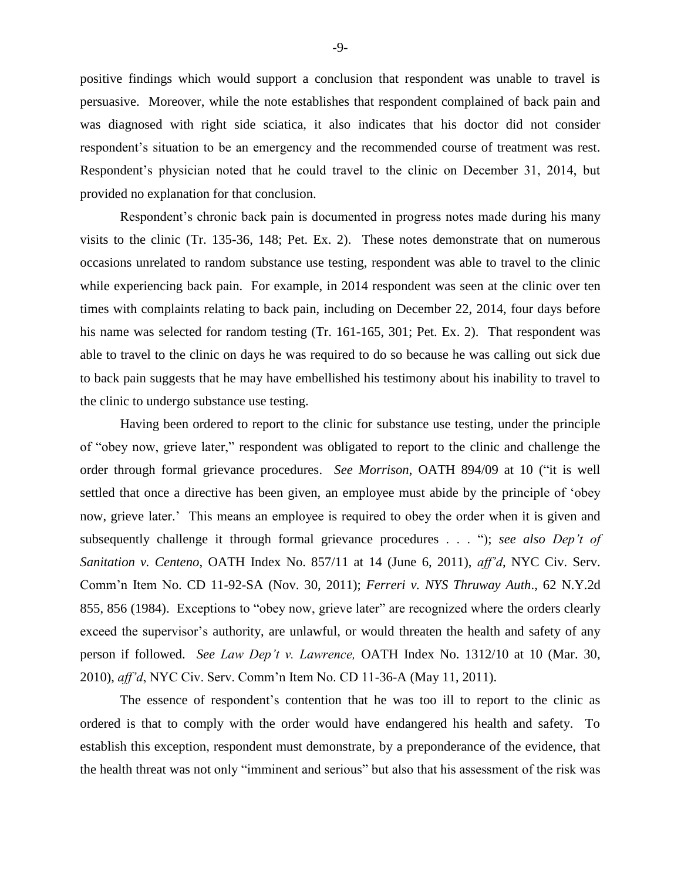positive findings which would support a conclusion that respondent was unable to travel is persuasive. Moreover, while the note establishes that respondent complained of back pain and was diagnosed with right side sciatica, it also indicates that his doctor did not consider respondent's situation to be an emergency and the recommended course of treatment was rest. Respondent's physician noted that he could travel to the clinic on December 31, 2014, but provided no explanation for that conclusion.

Respondent's chronic back pain is documented in progress notes made during his many visits to the clinic (Tr. 135-36, 148; Pet. Ex. 2). These notes demonstrate that on numerous occasions unrelated to random substance use testing, respondent was able to travel to the clinic while experiencing back pain. For example, in 2014 respondent was seen at the clinic over ten times with complaints relating to back pain, including on December 22, 2014, four days before his name was selected for random testing (Tr. 161-165, 301; Pet. Ex. 2). That respondent was able to travel to the clinic on days he was required to do so because he was calling out sick due to back pain suggests that he may have embellished his testimony about his inability to travel to the clinic to undergo substance use testing.

Having been ordered to report to the clinic for substance use testing, under the principle of "obey now, grieve later," respondent was obligated to report to the clinic and challenge the order through formal grievance procedures. *See Morrison*, OATH 894/09 at 10 ("it is well settled that once a directive has been given, an employee must abide by the principle of 'obey now, grieve later.' This means an employee is required to obey the order when it is given and subsequently challenge it through formal grievance procedures . . . "); *see also Dep't of Sanitation v. Centeno*, OATH Index No. 857/11 at 14 (June 6, 2011), *aff'd*, NYC Civ. Serv. Comm'n Item No. CD 11-92-SA (Nov. 30, 2011); *Ferreri v. NYS Thruway Auth*., 62 N.Y.2d 855, 856 (1984). Exceptions to "obey now, grieve later" are recognized where the orders clearly exceed the supervisor's authority, are unlawful, or would threaten the health and safety of any person if followed. *See Law Dep't v. Lawrence,* OATH Index No. 1312/10 at 10 (Mar. 30, 2010), *aff'd*, NYC Civ. Serv. Comm'n Item No. CD 11-36-A (May 11, 2011).

The essence of respondent's contention that he was too ill to report to the clinic as ordered is that to comply with the order would have endangered his health and safety. To establish this exception, respondent must demonstrate, by a preponderance of the evidence, that the health threat was not only "imminent and serious" but also that his assessment of the risk was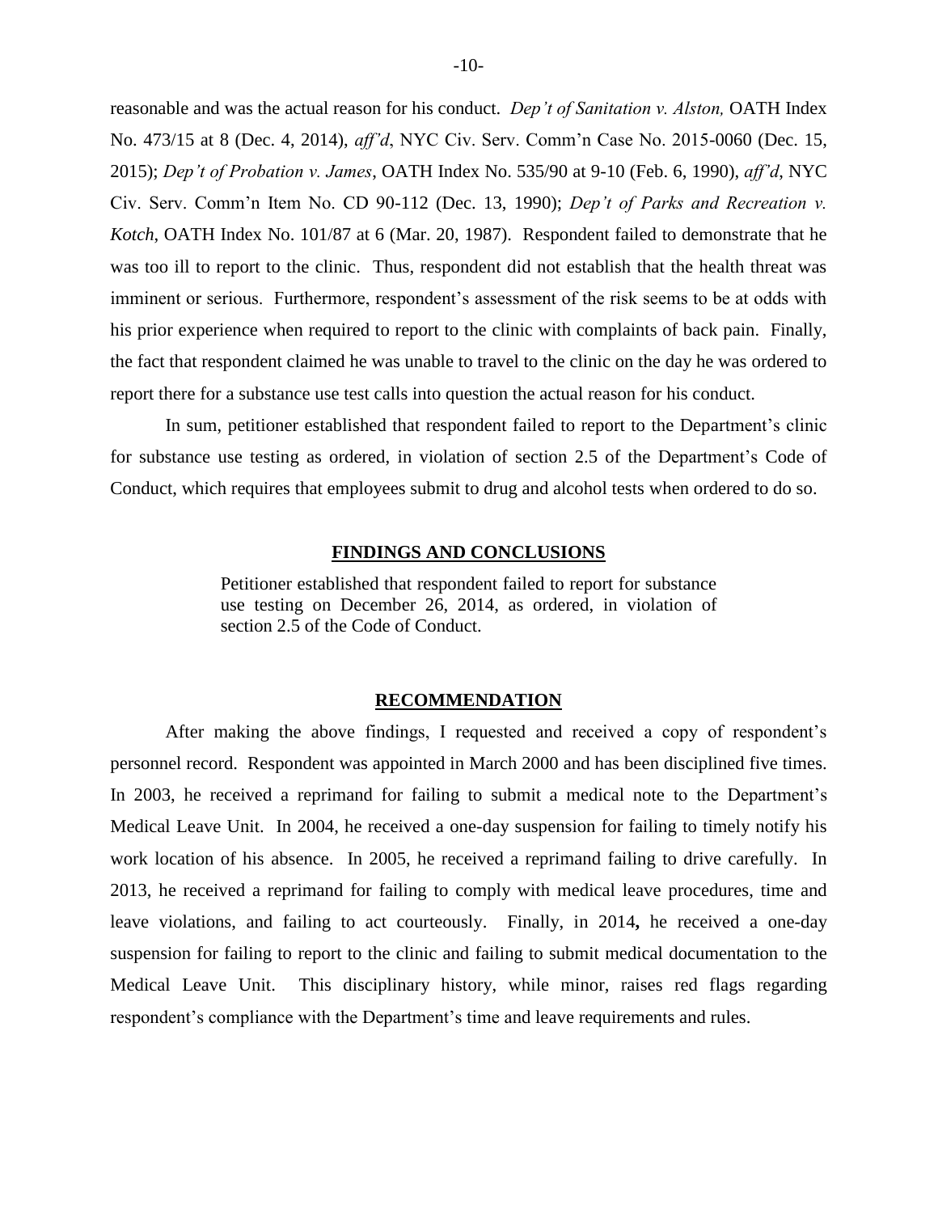reasonable and was the actual reason for his conduct. *Dep't of Sanitation v. Alston,* OATH Index No. 473/15 at 8 (Dec. 4, 2014), *aff'd*, NYC Civ. Serv. Comm'n Case No. 2015-0060 (Dec. 15, 2015); *Dep't of Probation v. James*, OATH Index No. 535/90 at 9-10 (Feb. 6, 1990), *aff'd*, NYC Civ. Serv. Comm'n Item No. CD 90-112 (Dec. 13, 1990); *Dep't of Parks and Recreation v. Kotch*, OATH Index No. 101/87 at 6 (Mar. 20, 1987). Respondent failed to demonstrate that he was too ill to report to the clinic. Thus, respondent did not establish that the health threat was imminent or serious. Furthermore, respondent's assessment of the risk seems to be at odds with his prior experience when required to report to the clinic with complaints of back pain. Finally, the fact that respondent claimed he was unable to travel to the clinic on the day he was ordered to report there for a substance use test calls into question the actual reason for his conduct.

In sum, petitioner established that respondent failed to report to the Department's clinic for substance use testing as ordered, in violation of section 2.5 of the Department's Code of Conduct, which requires that employees submit to drug and alcohol tests when ordered to do so.

## FINDINGS AND CONCLUSIONS

> Petitioner established that respondent failed to report for substance use testing on December 26, 2014, as ordered, in violation of section 2.5 of the Code of Conduct.

## RECOMMENDATION

After making the above findings, I requested and received a copy of respondent's personnel record. Respondent was appointed in March 2000 and has been disciplined five times. In 2003, he received a reprimand for failing to submit a medical note to the Department's Medical Leave Unit. In 2004, he received a one-day suspension for failing to timely notify his work location of his absence. In 2005, he received a reprimand failing to drive carefully. In 2013, he received a reprimand for failing to comply with medical leave procedures, time and leave violations, and failing to act courteously. Finally, in 2014**,** he received a one-day suspension for failing to report to the clinic and failing to submit medical documentation to the Medical Leave Unit. This disciplinary history, while minor, raises red flags regarding respondent's compliance with the Department's time and leave requirements and rules.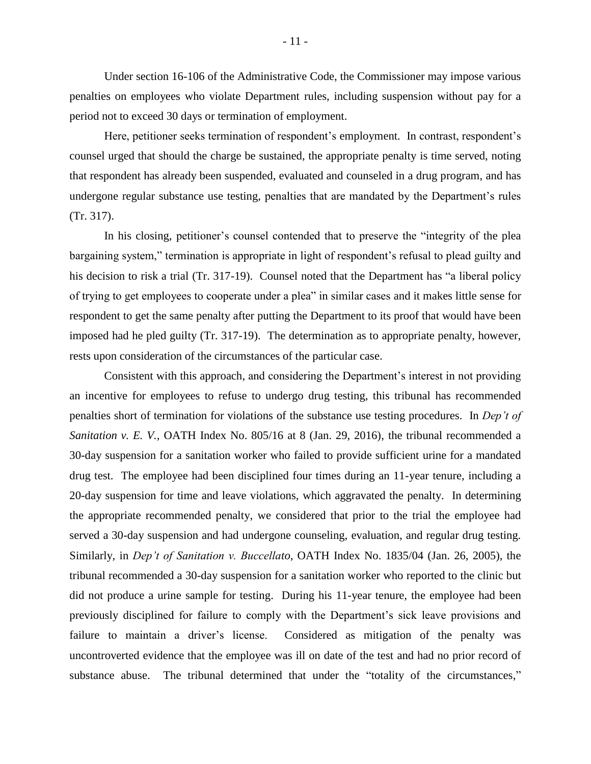Under section 16-106 of the Administrative Code, the Commissioner may impose various penalties on employees who violate Department rules, including suspension without pay for a period not to exceed 30 days or termination of employment.

Here, petitioner seeks termination of respondent's employment. In contrast, respondent's counsel urged that should the charge be sustained, the appropriate penalty is time served, noting that respondent has already been suspended, evaluated and counseled in a drug program, and has undergone regular substance use testing, penalties that are mandated by the Department's rules (Tr. 317).

In his closing, petitioner's counsel contended that to preserve the "integrity of the plea bargaining system," termination is appropriate in light of respondent's refusal to plead guilty and his decision to risk a trial (Tr. 317-19). Counsel noted that the Department has "a liberal policy of trying to get employees to cooperate under a plea" in similar cases and it makes little sense for respondent to get the same penalty after putting the Department to its proof that would have been imposed had he pled guilty (Tr. 317-19). The determination as to appropriate penalty, however, rests upon consideration of the circumstances of the particular case.

Consistent with this approach, and considering the Department's interest in not providing an incentive for employees to refuse to undergo drug testing, this tribunal has recommended penalties short of termination for violations of the substance use testing procedures. In *Dep't of Sanitation v. E. V.*, OATH Index No. 805/16 at 8 (Jan. 29, 2016), the tribunal recommended a 30-day suspension for a sanitation worker who failed to provide sufficient urine for a mandated drug test. The employee had been disciplined four times during an 11-year tenure, including a 20-day suspension for time and leave violations, which aggravated the penalty. In determining the appropriate recommended penalty, we considered that prior to the trial the employee had served a 30-day suspension and had undergone counseling, evaluation, and regular drug testing. Similarly, in *Dep't of Sanitation v. Buccellato*, OATH Index No. 1835/04 (Jan. 26, 2005), the tribunal recommended a 30-day suspension for a sanitation worker who reported to the clinic but did not produce a urine sample for testing. During his 11-year tenure, the employee had been previously disciplined for failure to comply with the Department's sick leave provisions and failure to maintain a driver's license. Considered as mitigation of the penalty was uncontroverted evidence that the employee was ill on date of the test and had no prior record of substance abuse. The tribunal determined that under the "totality of the circumstances,"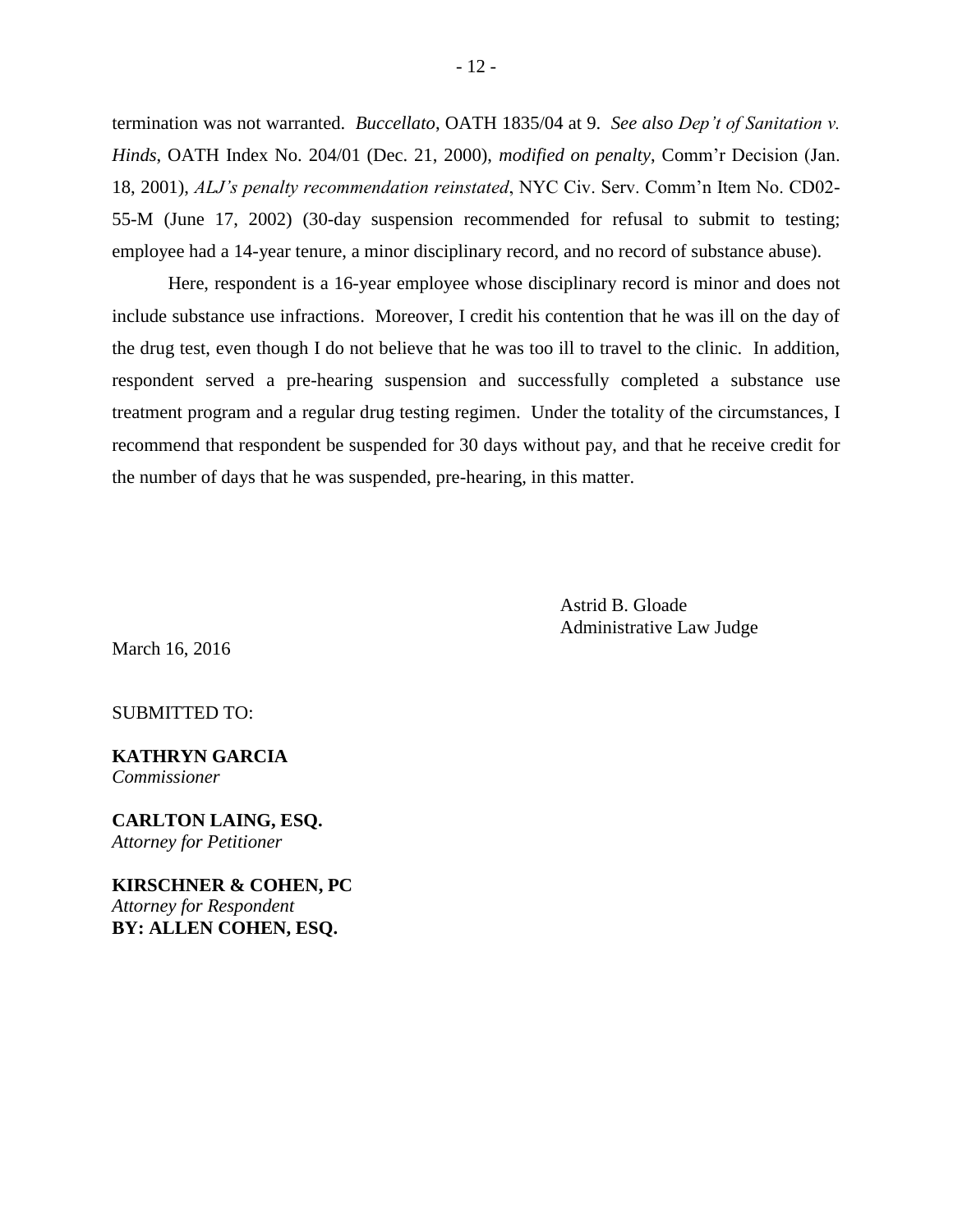termination was not warranted. *Buccellato*, OATH 1835/04 at 9. *See also Dep't of Sanitation v. Hinds*, OATH Index No. 204/01 (Dec. 21, 2000), *modified on penalty*, Comm'r Decision (Jan. 18, 2001), *ALJ's penalty recommendation reinstated*, NYC Civ. Serv. Comm'n Item No. CD02-55-M (June 17, 2002) (30-day suspension recommended for refusal to submit to testing; employee had a 14-year tenure, a minor disciplinary record, and no record of substance abuse).

Here, respondent is a 16-year employee whose disciplinary record is minor and does not include substance use infractions. Moreover, I credit his contention that he was ill on the day of the drug test, even though I do not believe that he was too ill to travel to the clinic. In addition, respondent served a pre-hearing suspension and successfully completed a substance use treatment program and a regular drug testing regimen. Under the totality of the circumstances, I recommend that respondent be suspended for 30 days without pay, and that he receive credit for the number of days that he was suspended, pre-hearing, in this matter.

Astrid B. Gloade
Administrative Law Judge

March 16, 2016

SUBMITTED TO:

**KATHRYN GARCIA**
*Commissioner*

**CARLTON LAING, ESQ.**
*Attorney for Petitioner*

**KIRSCHNER & COHEN, PC**
*Attorney for Respondent*
**BY: ALLEN COHEN, ESQ.**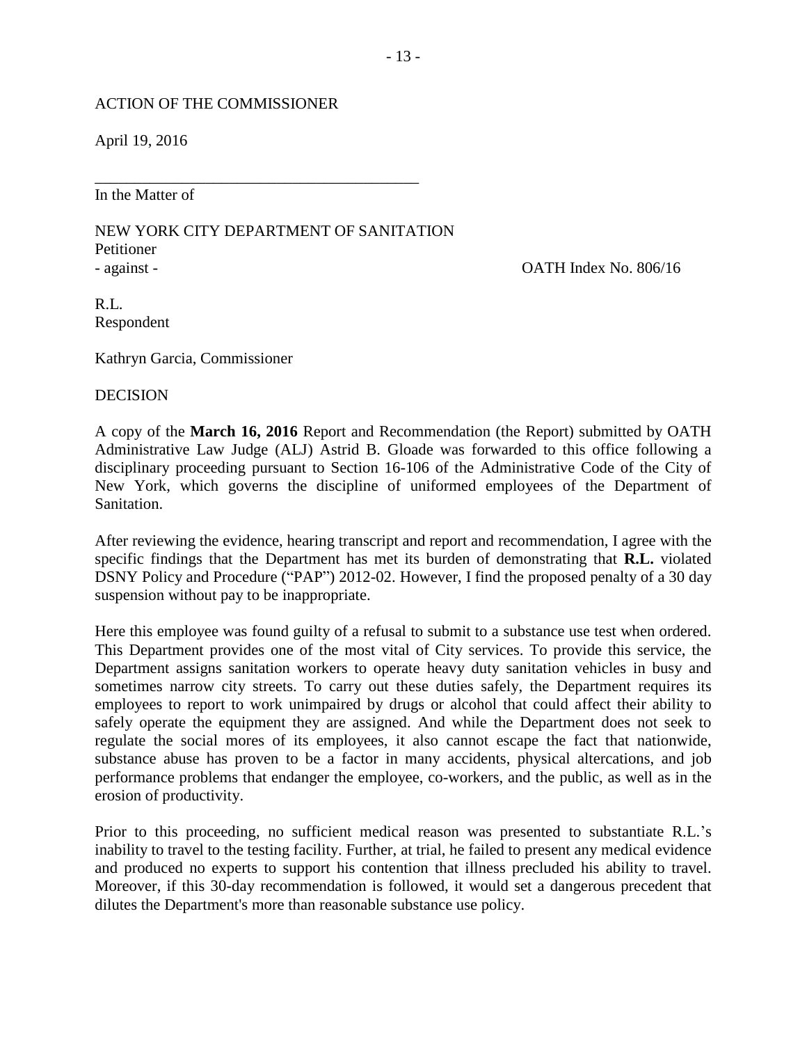ACTION OF THE COMMISSIONER

April 19, 2016

---

In the Matter of

NEW YORK CITY DEPARTMENT OF SANITATION
Petitioner
- against - OATH Index No. 806/16

R.L.
Respondent

Kathryn Garcia, Commissioner

DECISION

A copy of the **March 16, 2016** Report and Recommendation (the Report) submitted by OATH Administrative Law Judge (ALJ) Astrid B. Gloade was forwarded to this office following a disciplinary proceeding pursuant to Section 16-106 of the Administrative Code of the City of New York, which governs the discipline of uniformed employees of the Department of Sanitation.

After reviewing the evidence, hearing transcript and report and recommendation, I agree with the specific findings that the Department has met its burden of demonstrating that **R.L.** violated DSNY Policy and Procedure ("PAP") 2012-02. However, I find the proposed penalty of a 30 day suspension without pay to be inappropriate.

Here this employee was found guilty of a refusal to submit to a substance use test when ordered. This Department provides one of the most vital of City services. To provide this service, the Department assigns sanitation workers to operate heavy duty sanitation vehicles in busy and sometimes narrow city streets. To carry out these duties safely, the Department requires its employees to report to work unimpaired by drugs or alcohol that could affect their ability to safely operate the equipment they are assigned. And while the Department does not seek to regulate the social mores of its employees, it also cannot escape the fact that nationwide, substance abuse has proven to be a factor in many accidents, physical altercations, and job performance problems that endanger the employee, co-workers, and the public, as well as in the erosion of productivity.

Prior to this proceeding, no sufficient medical reason was presented to substantiate R.L.'s inability to travel to the testing facility. Further, at trial, he failed to present any medical evidence and produced no experts to support his contention that illness precluded his ability to travel. Moreover, if this 30-day recommendation is followed, it would set a dangerous precedent that dilutes the Department's more than reasonable substance use policy.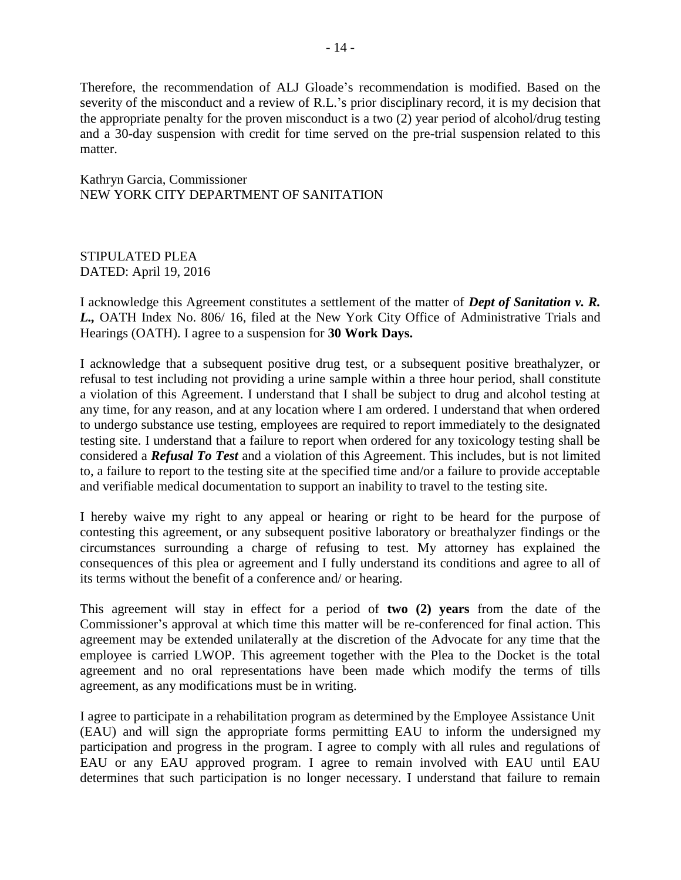Therefore, the recommendation of ALJ Gloade's recommendation is modified. Based on the severity of the misconduct and a review of R.L.'s prior disciplinary record, it is my decision that the appropriate penalty for the proven misconduct is a two (2) year period of alcohol/drug testing and a 30-day suspension with credit for time served on the pre-trial suspension related to this matter.

Kathryn Garcia, Commissioner
NEW YORK CITY DEPARTMENT OF SANITATION

STIPULATED PLEA
DATED: April 19, 2016

I acknowledge this Agreement constitutes a settlement of the matter of ***Dept of Sanitation v. R. L.,*** OATH Index No. 806/ 16, filed at the New York City Office of Administrative Trials and Hearings (OATH). I agree to a suspension for **30 Work Days.**

I acknowledge that a subsequent positive drug test, or a subsequent positive breathalyzer, or refusal to test including not providing a urine sample within a three hour period, shall constitute a violation of this Agreement. I understand that I shall be subject to drug and alcohol testing at any time, for any reason, and at any location where I am ordered. I understand that when ordered to undergo substance use testing, employees are required to report immediately to the designated testing site. I understand that a failure to report when ordered for any toxicology testing shall be considered a ***Refusal To Test*** and a violation of this Agreement. This includes, but is not limited to, a failure to report to the testing site at the specified time and/or a failure to provide acceptable and verifiable medical documentation to support an inability to travel to the testing site.

I hereby waive my right to any appeal or hearing or right to be heard for the purpose of contesting this agreement, or any subsequent positive laboratory or breathalyzer findings or the circumstances surrounding a charge of refusing to test. My attorney has explained the consequences of this plea or agreement and I fully understand its conditions and agree to all of its terms without the benefit of a conference and/ or hearing.

This agreement will stay in effect for a period of **two (2) years** from the date of the Commissioner's approval at which time this matter will be re-conferenced for final action. This agreement may be extended unilaterally at the discretion of the Advocate for any time that the employee is carried LWOP. This agreement together with the Plea to the Docket is the total agreement and no oral representations have been made which modify the terms of tills agreement, as any modifications must be in writing.

I agree to participate in a rehabilitation program as determined by the Employee Assistance Unit (EAU) and will sign the appropriate forms permitting EAU to inform the undersigned my participation and progress in the program. I agree to comply with all rules and regulations of EAU or any EAU approved program. I agree to remain involved with EAU until EAU determines that such participation is no longer necessary. I understand that failure to remain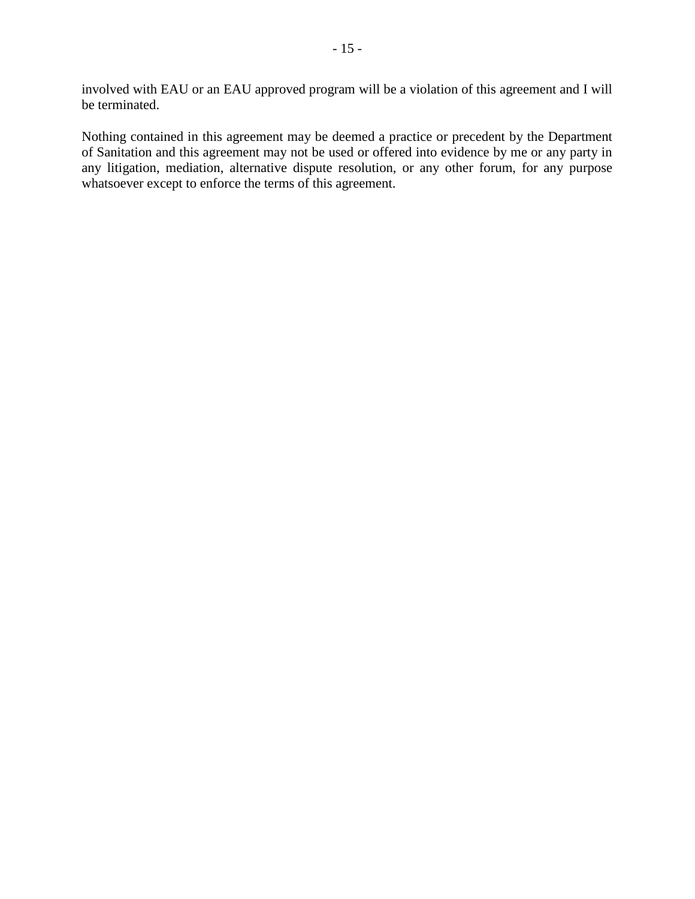involved with EAU or an EAU approved program will be a violation of this agreement and I will be terminated.

Nothing contained in this agreement may be deemed a practice or precedent by the Department of Sanitation and this agreement may not be used or offered into evidence by me or any party in any litigation, mediation, alternative dispute resolution, or any other forum, for any purpose whatsoever except to enforce the terms of this agreement.